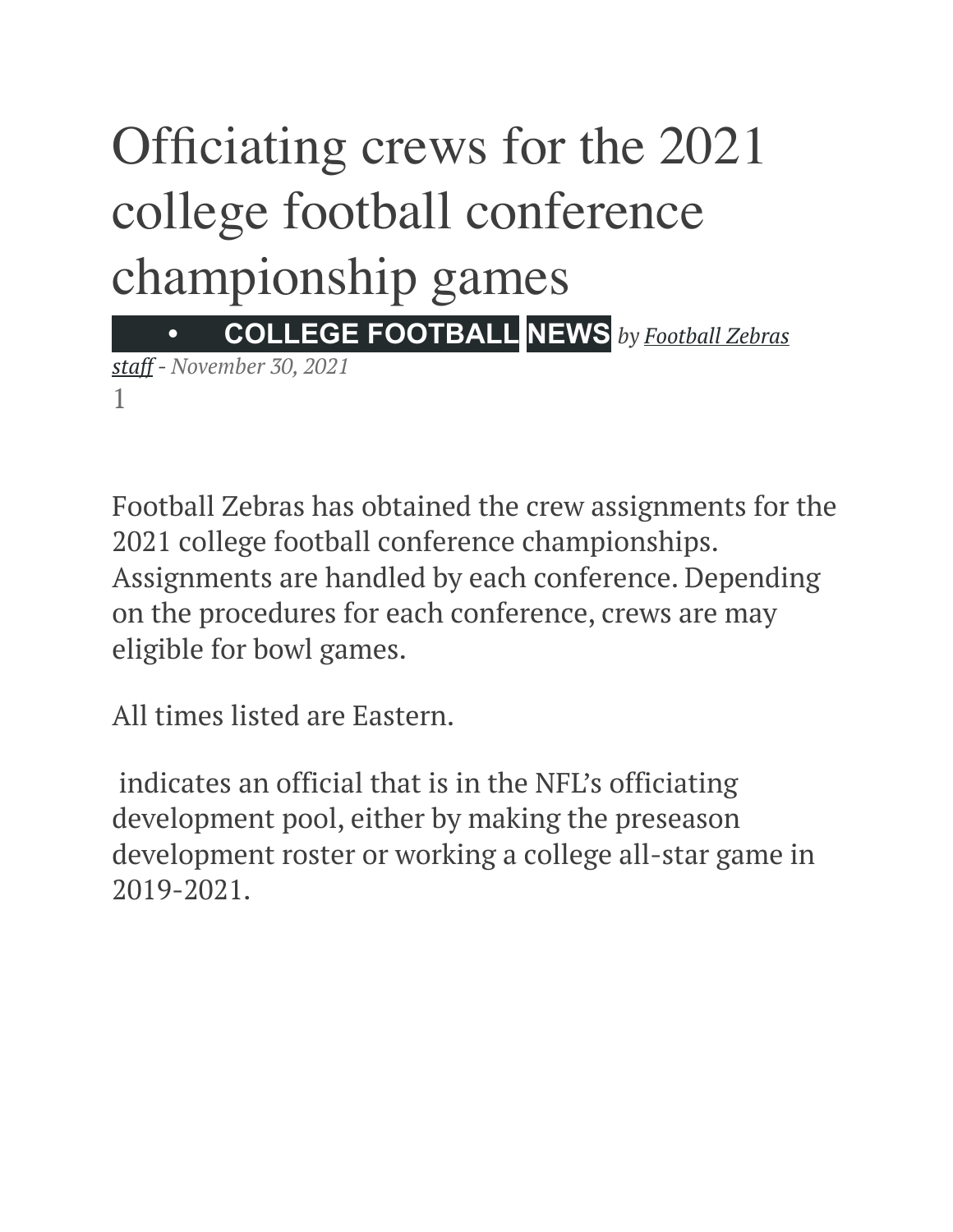# Officiating crews for the 2021 college football conference championship games

- **COLLEGE FOOTBALL** **NEWS** *by Football Zebras staff - November 30, 2021*

1

Football Zebras has obtained the crew assignments for the 2021 college football conference championships. Assignments are handled by each conference. Depending on the procedures for each conference, crews are may eligible for bowl games.

All times listed are Eastern.

indicates an official that is in the NFL's officiating development pool, either by making the preseason development roster or working a college all-star game in 2019-2021.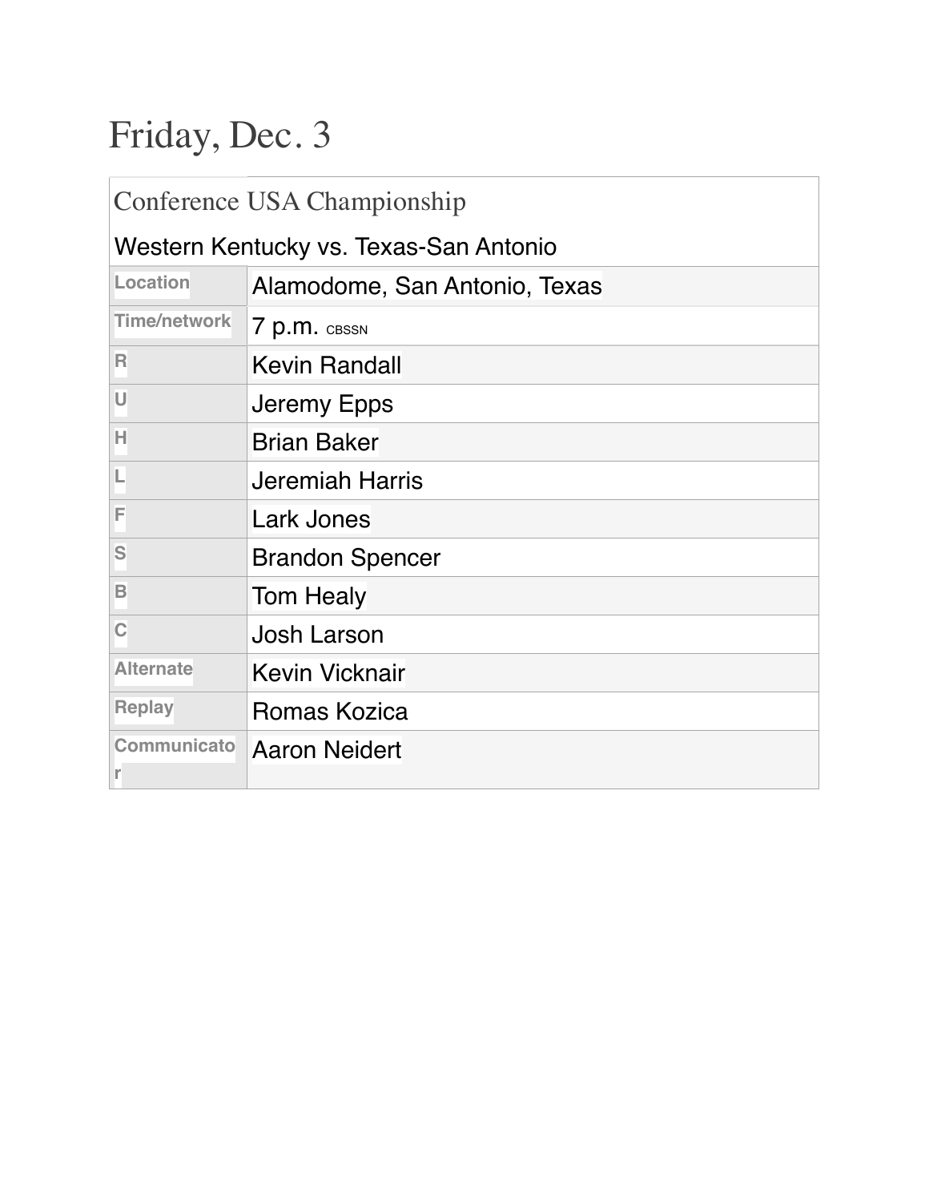# Friday, Dec. 3

| Conference USA Championship | |
|---|---|
| Western Kentucky vs. Texas-San Antonio | |
| Location | Alamodome, San Antonio, Texas |
| Time/network | 7 p.m. CBSSN |
| R | Kevin Randall |
| U | Jeremy Epps |
| H | Brian Baker |
| L | Jeremiah Harris |
| F | Lark Jones |
| S | Brandon Spencer |
| B | Tom Healy |
| C | Josh Larson |
| Alternate | Kevin Vicknair |
| Replay | Romas Kozica |
| Communicator | Aaron Neidert |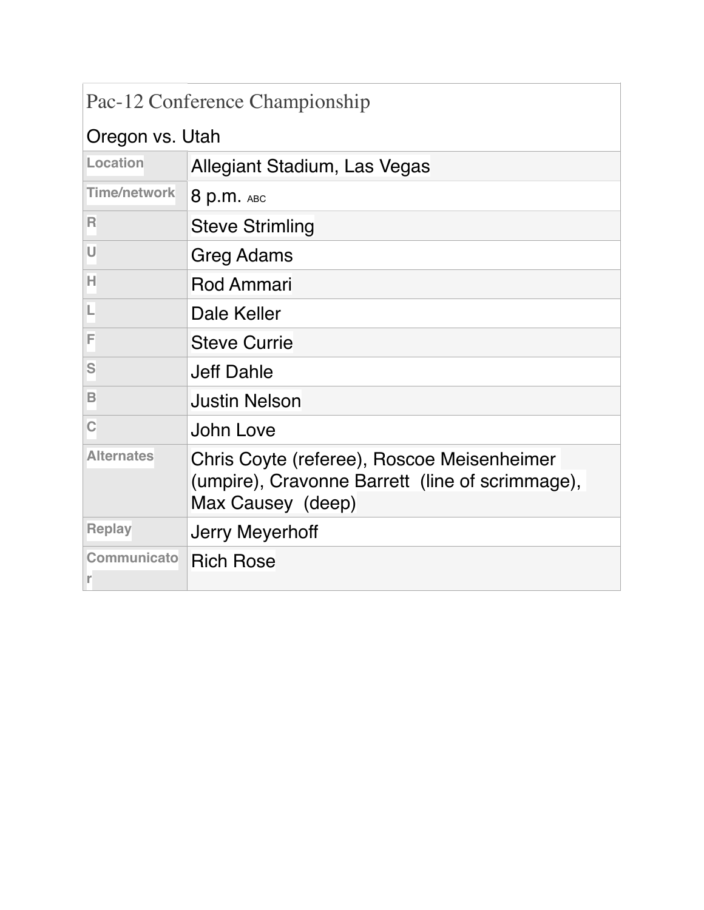| Pac-12 Conference Championship<br><br>Oregon vs. Utah | |
|---|---|
| Location | Allegiant Stadium, Las Vegas |
| Time/network | 8 p.m. ABC |
| R | Steve Strimling |
| U | Greg Adams |
| H | Rod Ammari |
| L | Dale Keller |
| F | Steve Currie |
| S | Jeff Dahle |
| B | Justin Nelson |
| C | John Love |
| Alternates | Chris Coyte (referee), Roscoe Meisenheimer (umpire), Cravonne Barrett (line of scrimmage), Max Causey (deep) |
| Replay | Jerry Meyerhoff |
| Communicator | Rich Rose |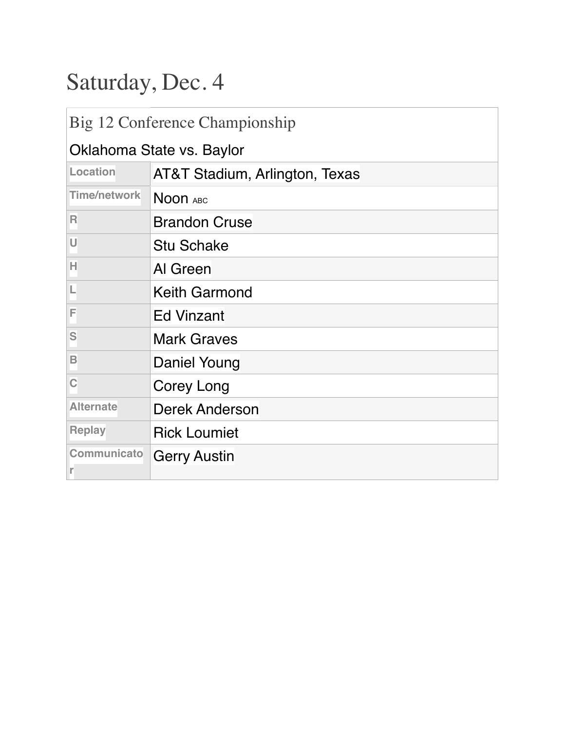# Saturday, Dec. 4

| Big 12 Conference Championship<br>Oklahoma State vs. Baylor | |
|---|---|
| Location | AT&T Stadium, Arlington, Texas |
| Time/network | Noon ABC |
| R | Brandon Cruse |
| U | Stu Schake |
| H | Al Green |
| L | Keith Garmond |
| F | Ed Vinzant |
| S | Mark Graves |
| B | Daniel Young |
| C | Corey Long |
| Alternate | Derek Anderson |
| Replay | Rick Loumiet |
| Communicator | Gerry Austin |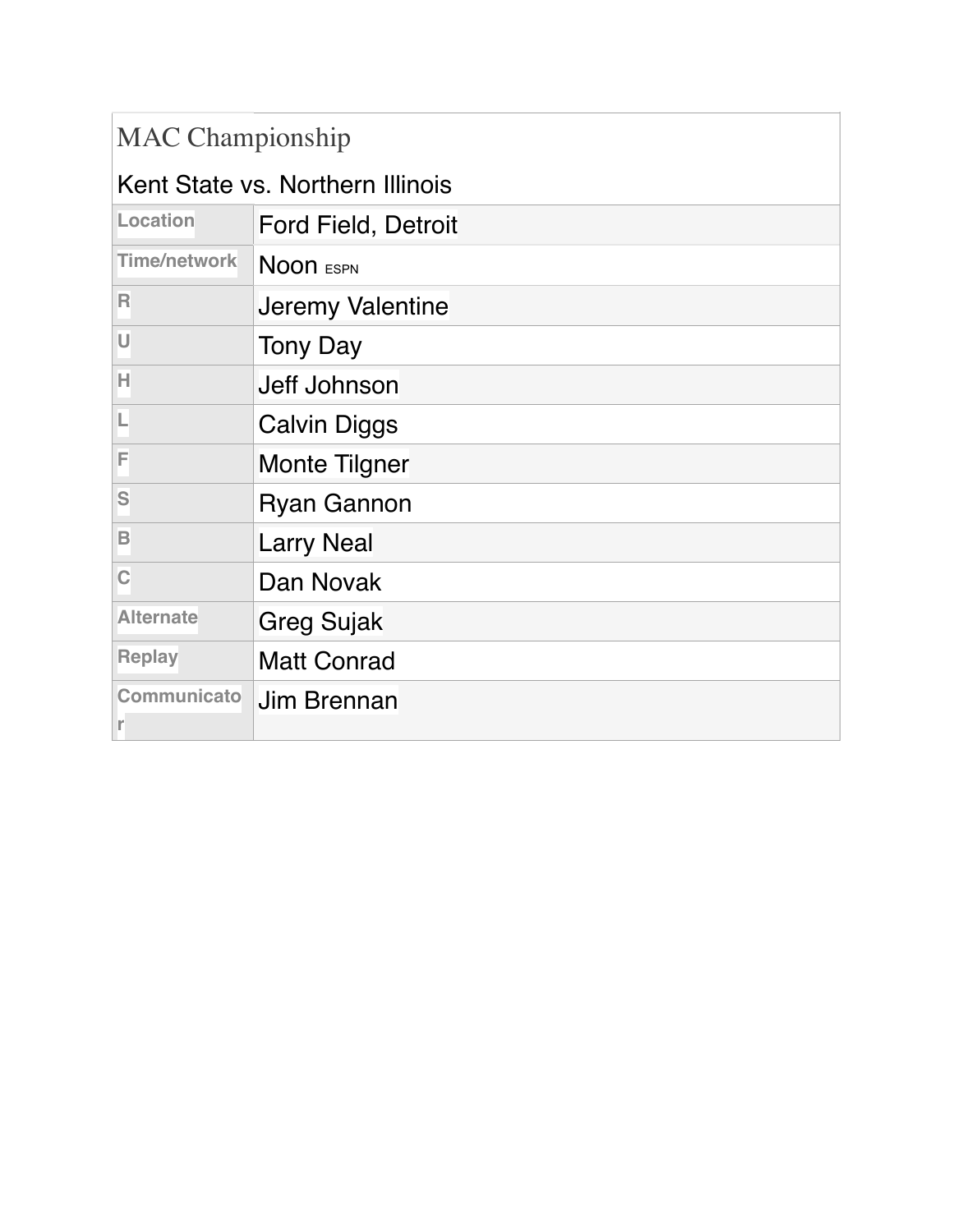| MAC Championship<br>Kent State vs. Northern Illinois | |
|---|---|
| Location | Ford Field, Detroit |
| Time/network | Noon ESPN |
| R | Jeremy Valentine |
| U | Tony Day |
| H | Jeff Johnson |
| L | Calvin Diggs |
| F | Monte Tilgner |
| S | Ryan Gannon |
| B | Larry Neal |
| C | Dan Novak |
| Alternate | Greg Sujak |
| Replay | Matt Conrad |
| Communicator | Jim Brennan |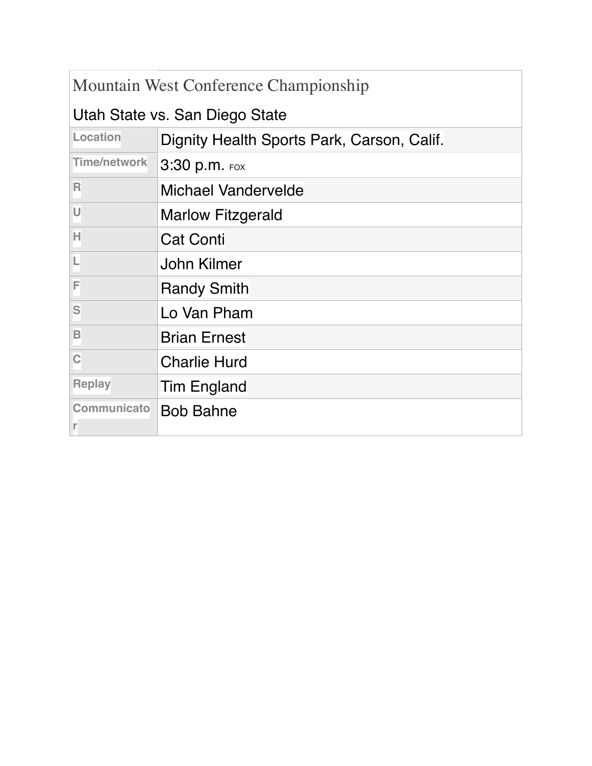| Mountain West Conference Championship<br>Utah State vs. San Diego State | |
| --- | --- |
| Location | Dignity Health Sports Park, Carson, Calif. |
| Time/network | 3:30 p.m. FOX |
| R | Michael Vandervelde |
| U | Marlow Fitzgerald |
| H | Cat Conti |
| L | John Kilmer |
| F | Randy Smith |
| S | Lo Van Pham |
| B | Brian Ernest |
| C | Charlie Hurd |
| Replay | Tim England |
| Communicator | Bob Bahne |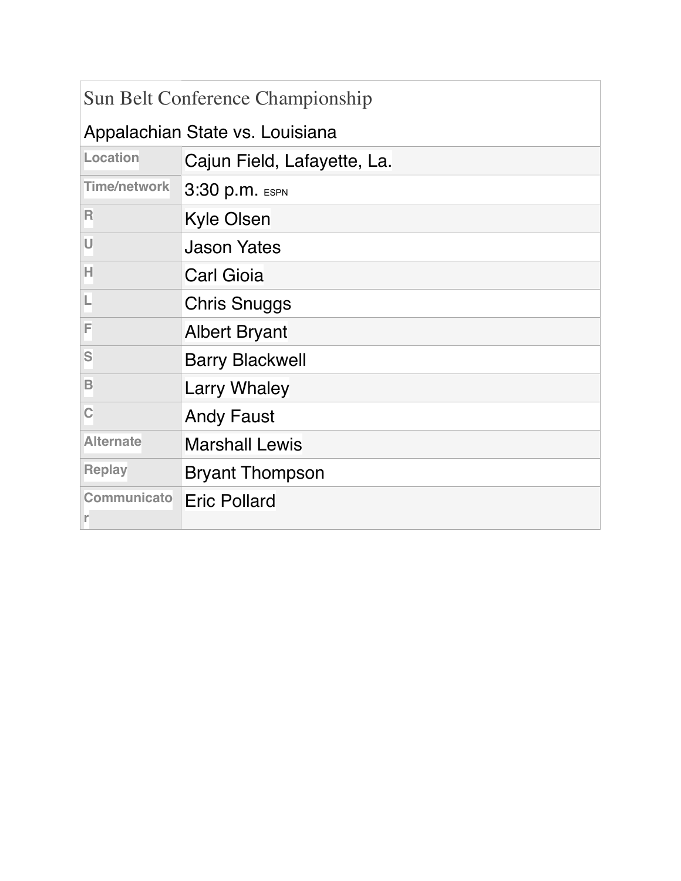## Sun Belt Conference Championship

Appalachian State vs. Louisiana

| | |
|---|---|
| Location | Cajun Field, Lafayette, La. |
| Time/network | 3:30 p.m. ESPN |
| R | Kyle Olsen |
| U | Jason Yates |
| H | Carl Gioia |
| L | Chris Snuggs |
| F | Albert Bryant |
| S | Barry Blackwell |
| B | Larry Whaley |
| C | Andy Faust |
| Alternate | Marshall Lewis |
| Replay | Bryant Thompson |
| Communicator | Eric Pollard |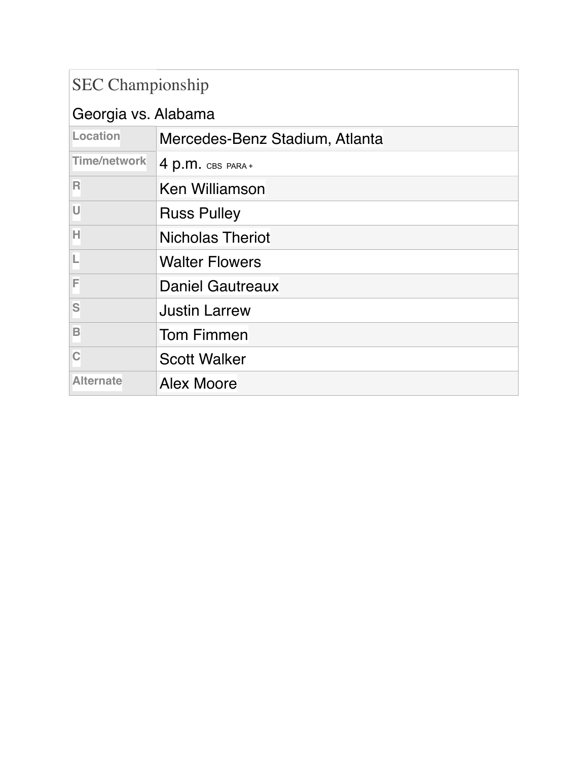## SEC Championship

Georgia vs. Alabama

| | |
|---|---|
| Location | Mercedes-Benz Stadium, Atlanta |
| Time/network | 4 p.m. CBS PARA + |
| R | Ken Williamson |
| U | Russ Pulley |
| H | Nicholas Theriot |
| L | Walter Flowers |
| F | Daniel Gautreaux |
| S | Justin Larrew |
| B | Tom Fimmen |
| C | Scott Walker |
| Alternate | Alex Moore |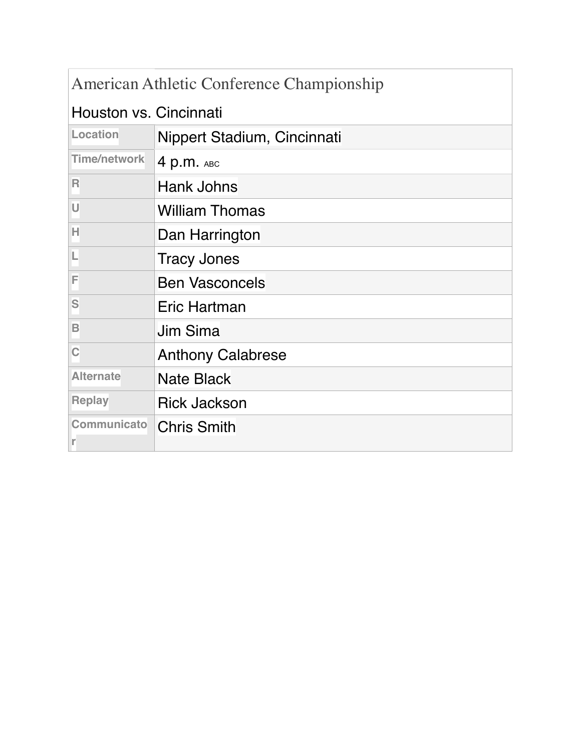| American Athletic Conference Championship<br>Houston vs. Cincinnati | |
| --- | --- |
| Location | Nippert Stadium, Cincinnati |
| Time/network | 4 p.m. ABC |
| R | Hank Johns |
| U | William Thomas |
| H | Dan Harrington |
| L | Tracy Jones |
| F | Ben Vasconcels |
| S | Eric Hartman |
| B | Jim Sima |
| C | Anthony Calabrese |
| Alternate | Nate Black |
| Replay | Rick Jackson |
| Communicator | Chris Smith |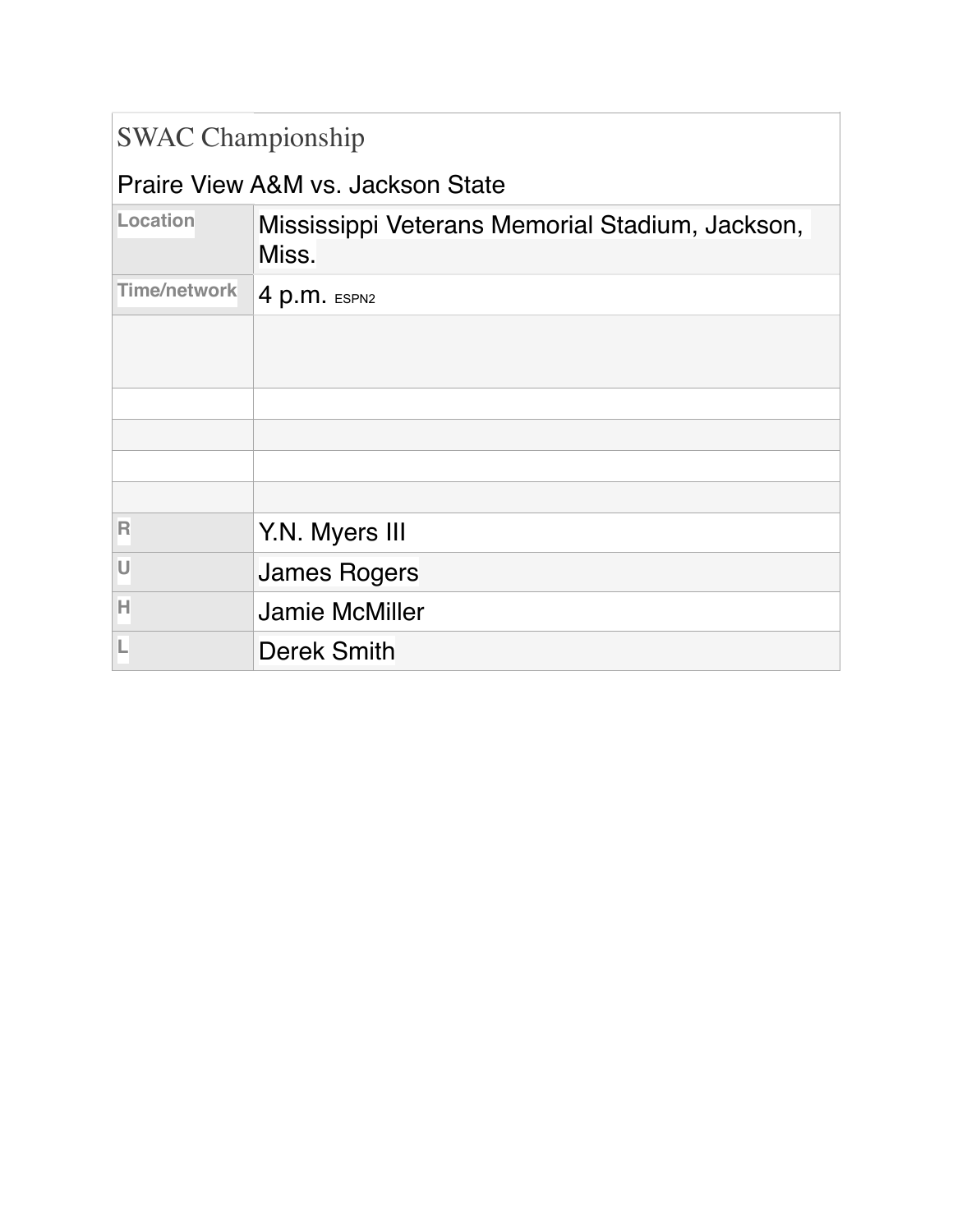| SWAC Championship | |
|---|---|
| Praire View A&M vs. Jackson State | |
| Location | Mississippi Veterans Memorial Stadium, Jackson, Miss. |
| Time/network | 4 p.m. ESPN2 |
| | |
| | |
| | |
| | |
| | |
| R | Y.N. Myers III |
| U | James Rogers |
| H | Jamie McMiller |
| L | Derek Smith |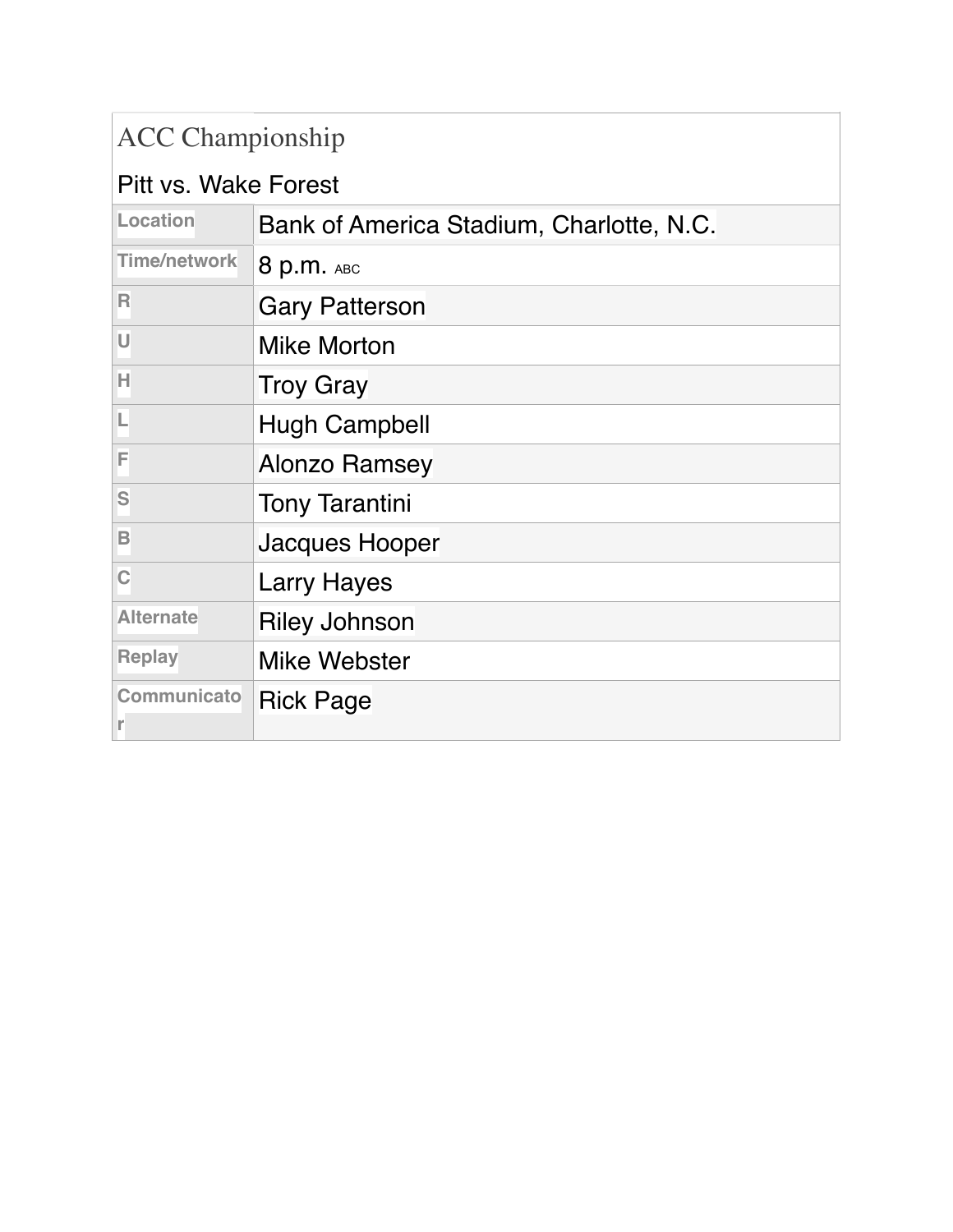| ACC Championship | |
|---|---|
| Pitt vs. Wake Forest | |
| Location | Bank of America Stadium, Charlotte, N.C. |
| Time/network | 8 p.m. ABC |
| R | Gary Patterson |
| U | Mike Morton |
| H | Troy Gray |
| L | Hugh Campbell |
| F | Alonzo Ramsey |
| S | Tony Tarantini |
| B | Jacques Hooper |
| C | Larry Hayes |
| Alternate | Riley Johnson |
| Replay | Mike Webster |
| Communicator | Rick Page |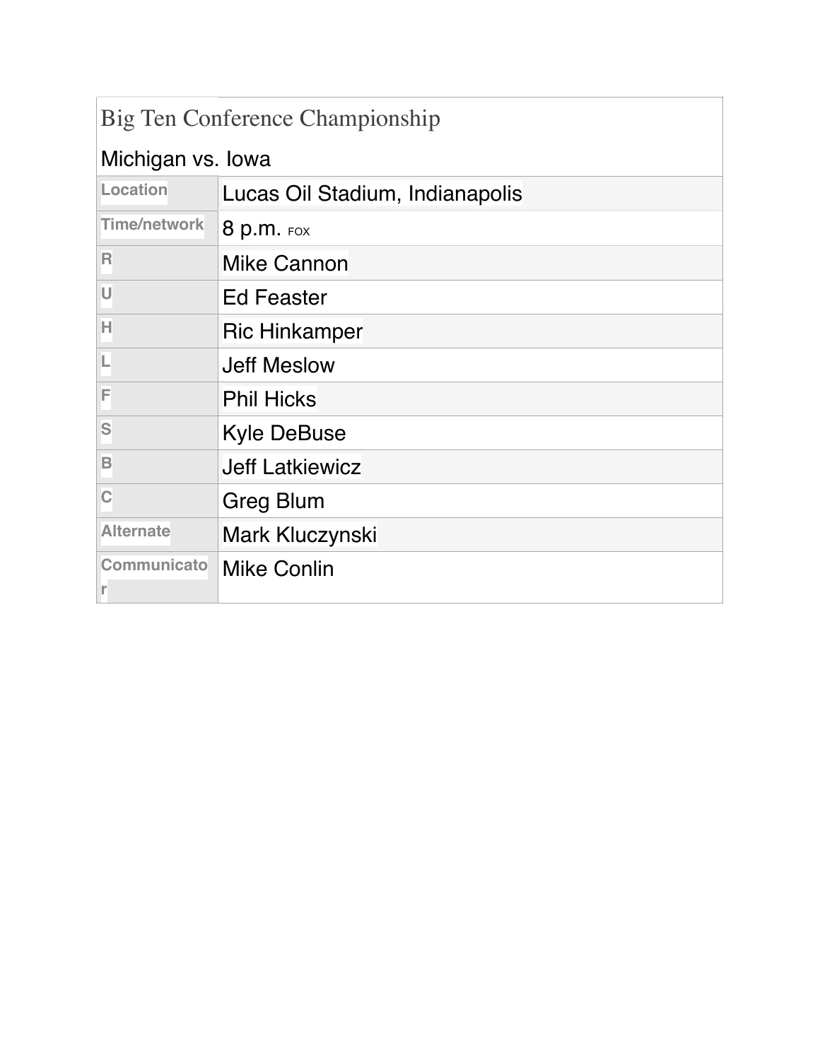| Big Ten Conference Championship<br>Michigan vs. Iowa | |
|---|---|
| Location | Lucas Oil Stadium, Indianapolis |
| Time/network | 8 p.m. FOX |
| R | Mike Cannon |
| U | Ed Feaster |
| H | Ric Hinkamper |
| L | Jeff Meslow |
| F | Phil Hicks |
| S | Kyle DeBuse |
| B | Jeff Latkiewicz |
| C | Greg Blum |
| Alternate | Mark Kluczynski |
| Communicator | Mike Conlin |